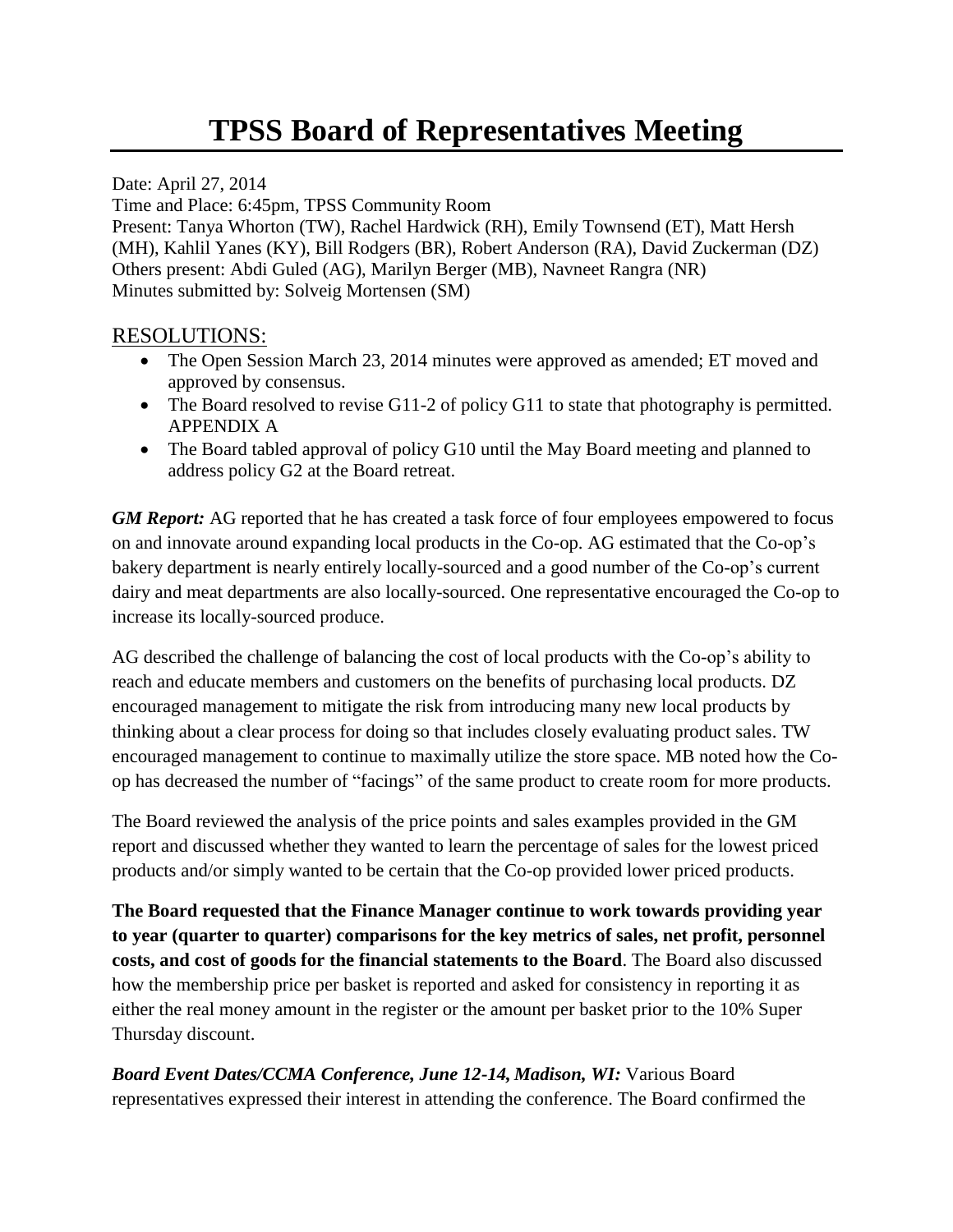# TPSS Board of Representatives Meeting

Date: April 27, 2014
Time and Place: 6:45pm, TPSS Community Room
Present: Tanya Whorton (TW), Rachel Hardwick (RH), Emily Townsend (ET), Matt Hersh (MH), Kahlil Yanes (KY), Bill Rodgers (BR), Robert Anderson (RA), David Zuckerman (DZ)
Others present: Abdi Guled (AG), Marilyn Berger (MB), Navneet Rangra (NR)
Minutes submitted by: Solveig Mortensen (SM)

## RESOLUTIONS:

- The Open Session March 23, 2014 minutes were approved as amended; ET moved and approved by consensus.
- The Board resolved to revise G11-2 of policy G11 to state that photography is permitted. APPENDIX A
- The Board tabled approval of policy G10 until the May Board meeting and planned to address policy G2 at the Board retreat.

***GM Report:*** AG reported that he has created a task force of four employees empowered to focus on and innovate around expanding local products in the Co-op. AG estimated that the Co-op's bakery department is nearly entirely locally-sourced and a good number of the Co-op's current dairy and meat departments are also locally-sourced. One representative encouraged the Co-op to increase its locally-sourced produce.

AG described the challenge of balancing the cost of local products with the Co-op's ability to reach and educate members and customers on the benefits of purchasing local products. DZ encouraged management to mitigate the risk from introducing many new local products by thinking about a clear process for doing so that includes closely evaluating product sales. TW encouraged management to continue to maximally utilize the store space. MB noted how the Co-op has decreased the number of "facings" of the same product to create room for more products.

The Board reviewed the analysis of the price points and sales examples provided in the GM report and discussed whether they wanted to learn the percentage of sales for the lowest priced products and/or simply wanted to be certain that the Co-op provided lower priced products.

**The Board requested that the Finance Manager continue to work towards providing year to year (quarter to quarter) comparisons for the key metrics of sales, net profit, personnel costs, and cost of goods for the financial statements to the Board**. The Board also discussed how the membership price per basket is reported and asked for consistency in reporting it as either the real money amount in the register or the amount per basket prior to the 10% Super Thursday discount.

***Board Event Dates/CCMA Conference, June 12-14, Madison, WI:*** Various Board representatives expressed their interest in attending the conference. The Board confirmed the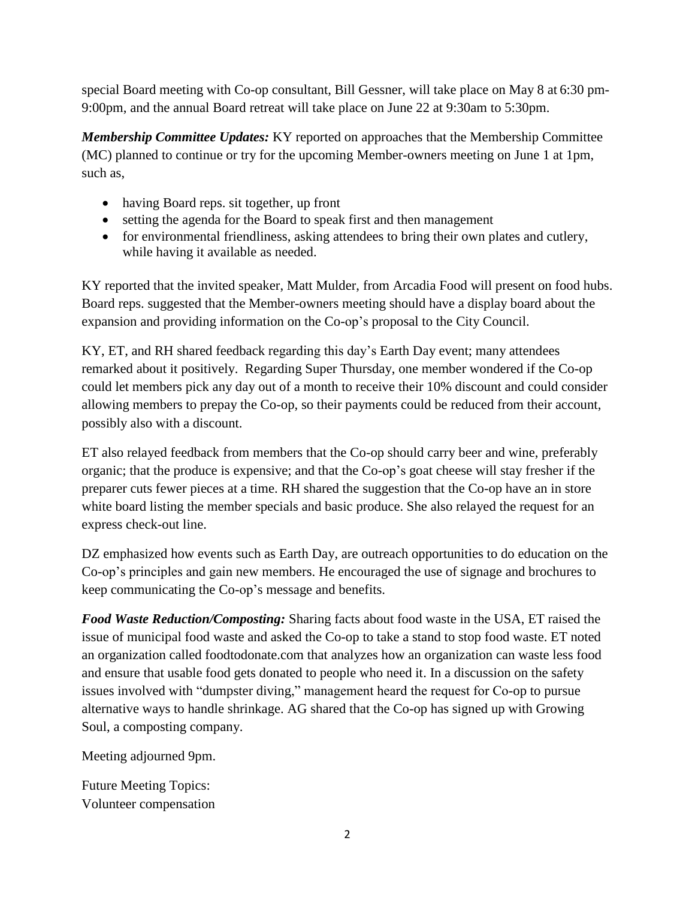special Board meeting with Co-op consultant, Bill Gessner, will take place on May 8 at 6:30 pm-9:00pm, and the annual Board retreat will take place on June 22 at 9:30am to 5:30pm.

***Membership Committee Updates:*** KY reported on approaches that the Membership Committee (MC) planned to continue or try for the upcoming Member-owners meeting on June 1 at 1pm, such as,

- having Board reps. sit together, up front
- setting the agenda for the Board to speak first and then management
- for environmental friendliness, asking attendees to bring their own plates and cutlery, while having it available as needed.

KY reported that the invited speaker, Matt Mulder, from Arcadia Food will present on food hubs. Board reps. suggested that the Member-owners meeting should have a display board about the expansion and providing information on the Co-op's proposal to the City Council.

KY, ET, and RH shared feedback regarding this day's Earth Day event; many attendees remarked about it positively. Regarding Super Thursday, one member wondered if the Co-op could let members pick any day out of a month to receive their 10% discount and could consider allowing members to prepay the Co-op, so their payments could be reduced from their account, possibly also with a discount.

ET also relayed feedback from members that the Co-op should carry beer and wine, preferably organic; that the produce is expensive; and that the Co-op's goat cheese will stay fresher if the preparer cuts fewer pieces at a time. RH shared the suggestion that the Co-op have an in store white board listing the member specials and basic produce. She also relayed the request for an express check-out line.

DZ emphasized how events such as Earth Day, are outreach opportunities to do education on the Co-op's principles and gain new members. He encouraged the use of signage and brochures to keep communicating the Co-op's message and benefits.

***Food Waste Reduction/Composting:*** Sharing facts about food waste in the USA, ET raised the issue of municipal food waste and asked the Co-op to take a stand to stop food waste. ET noted an organization called foodtodonate.com that analyzes how an organization can waste less food and ensure that usable food gets donated to people who need it. In a discussion on the safety issues involved with "dumpster diving," management heard the request for Co-op to pursue alternative ways to handle shrinkage. AG shared that the Co-op has signed up with Growing Soul, a composting company.

Meeting adjourned 9pm.

Future Meeting Topics:
Volunteer compensation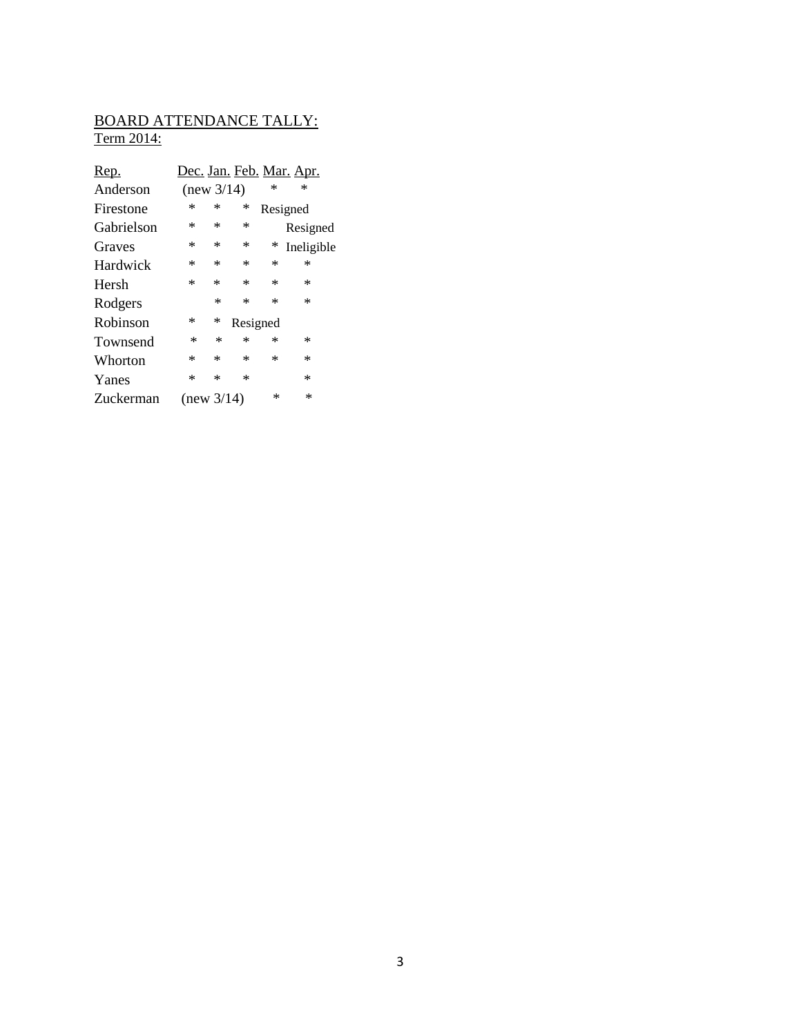# BOARD ATTENDANCE TALLY:

Term 2014:

| Rep. | Dec. | Jan. | Feb. | Mar. | Apr. |
|---|---|---|---|---|---|
| Anderson | (new 3/14) | | | * | * |
| Firestone | * | * | * | Resigned | |
| Gabrielson | * | * | * | | Resigned |
| Graves | * | * | * | * | Ineligible |
| Hardwick | * | * | * | * | * |
| Hersh | * | * | * | * | * |
| Rodgers | | * | * | * | * |
| Robinson | * | * | Resigned | | |
| Townsend | * | * | * | * | * |
| Whorton | * | * | * | * | * |
| Yanes | * | * | * | | * |
| Zuckerman | (new 3/14) | | | * | * |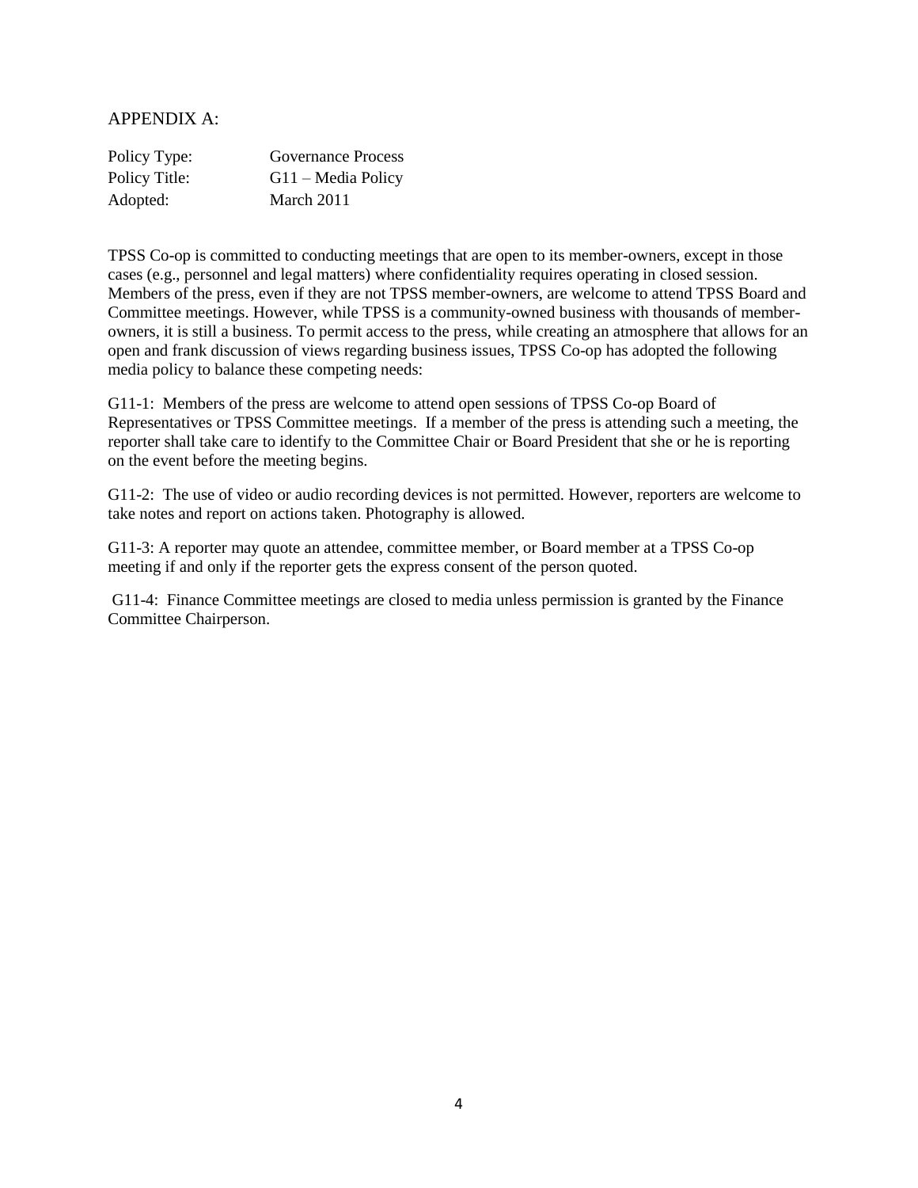## APPENDIX A:

| | |
|---|---|
| Policy Type: | Governance Process |
| Policy Title: | G11 – Media Policy |
| Adopted: | March 2011 |

TPSS Co-op is committed to conducting meetings that are open to its member-owners, except in those cases (e.g., personnel and legal matters) where confidentiality requires operating in closed session. Members of the press, even if they are not TPSS member-owners, are welcome to attend TPSS Board and Committee meetings. However, while TPSS is a community-owned business with thousands of member-owners, it is still a business. To permit access to the press, while creating an atmosphere that allows for an open and frank discussion of views regarding business issues, TPSS Co-op has adopted the following media policy to balance these competing needs:

G11-1: Members of the press are welcome to attend open sessions of TPSS Co-op Board of Representatives or TPSS Committee meetings. If a member of the press is attending such a meeting, the reporter shall take care to identify to the Committee Chair or Board President that she or he is reporting on the event before the meeting begins.

G11-2: The use of video or audio recording devices is not permitted. However, reporters are welcome to take notes and report on actions taken. Photography is allowed.

G11-3: A reporter may quote an attendee, committee member, or Board member at a TPSS Co-op meeting if and only if the reporter gets the express consent of the person quoted.

G11-4: Finance Committee meetings are closed to media unless permission is granted by the Finance Committee Chairperson.